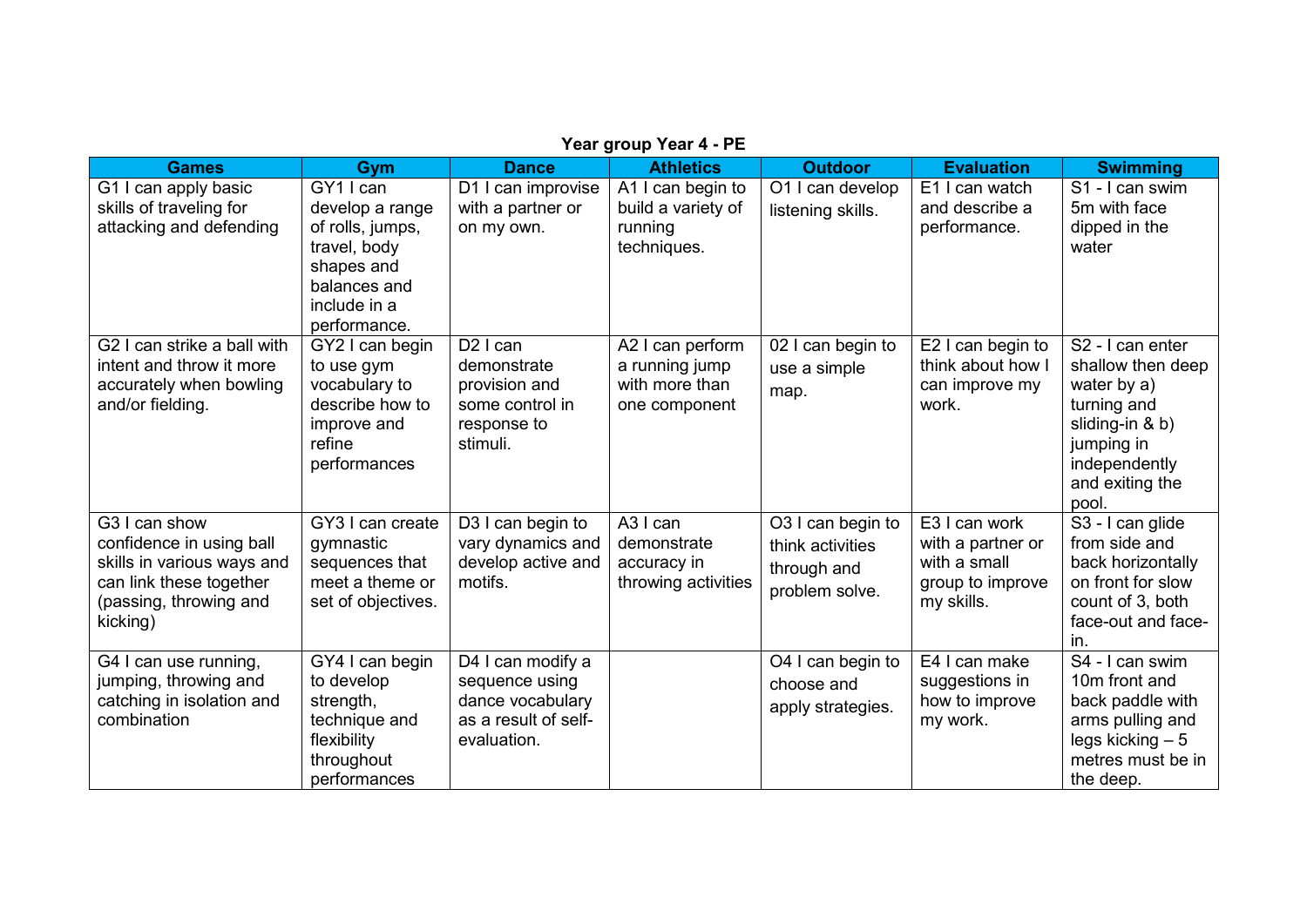**Year group Year 4 - PE**

| Games | Gym | Dance | Athletics | Outdoor | Evaluation | Swimming |
|---|---|---|---|---|---|---|
| G1 I can apply basic skills of traveling for attacking and defending | GY1 I can develop a range of rolls, jumps, travel, body shapes and balances and include in a performance. | D1 I can improvise with a partner or on my own. | A1 I can begin to build a variety of running techniques. | O1 I can develop listening skills. | E1 I can watch and describe a performance. | S1 - I can swim 5m with face dipped in the water |
| G2 I can strike a ball with intent and throw it more accurately when bowling and/or fielding. | GY2 I can begin to use gym vocabulary to describe how to improve and refine performances | D2 I can demonstrate provision and some control in response to stimuli. | A2 I can perform a running jump with more than one component | 02 I can begin to use a simple map. | E2 I can begin to think about how I can improve my work. | S2 - I can enter shallow then deep water by a) turning and sliding-in & b) jumping in independently and exiting the pool. |
| G3 I can show confidence in using ball skills in various ways and can link these together (passing, throwing and kicking) | GY3 I can create gymnastic sequences that meet a theme or set of objectives. | D3 I can begin to vary dynamics and develop active and motifs. | A3 I can demonstrate accuracy in throwing activities | O3 I can begin to think activities through and problem solve. | E3 I can work with a partner or with a small group to improve my skills. | S3 - I can glide from side and back horizontally on front for slow count of 3, both face-out and face-in. |
| G4 I can use running, jumping, throwing and catching in isolation and combination | GY4 I can begin to develop strength, technique and flexibility throughout performances | D4 I can modify a sequence using dance vocabulary as a result of self-evaluation. | | O4 I can begin to choose and apply strategies. | E4 I can make suggestions in how to improve my work. | S4 - I can swim 10m front and back paddle with arms pulling and legs kicking – 5 metres must be in the deep. |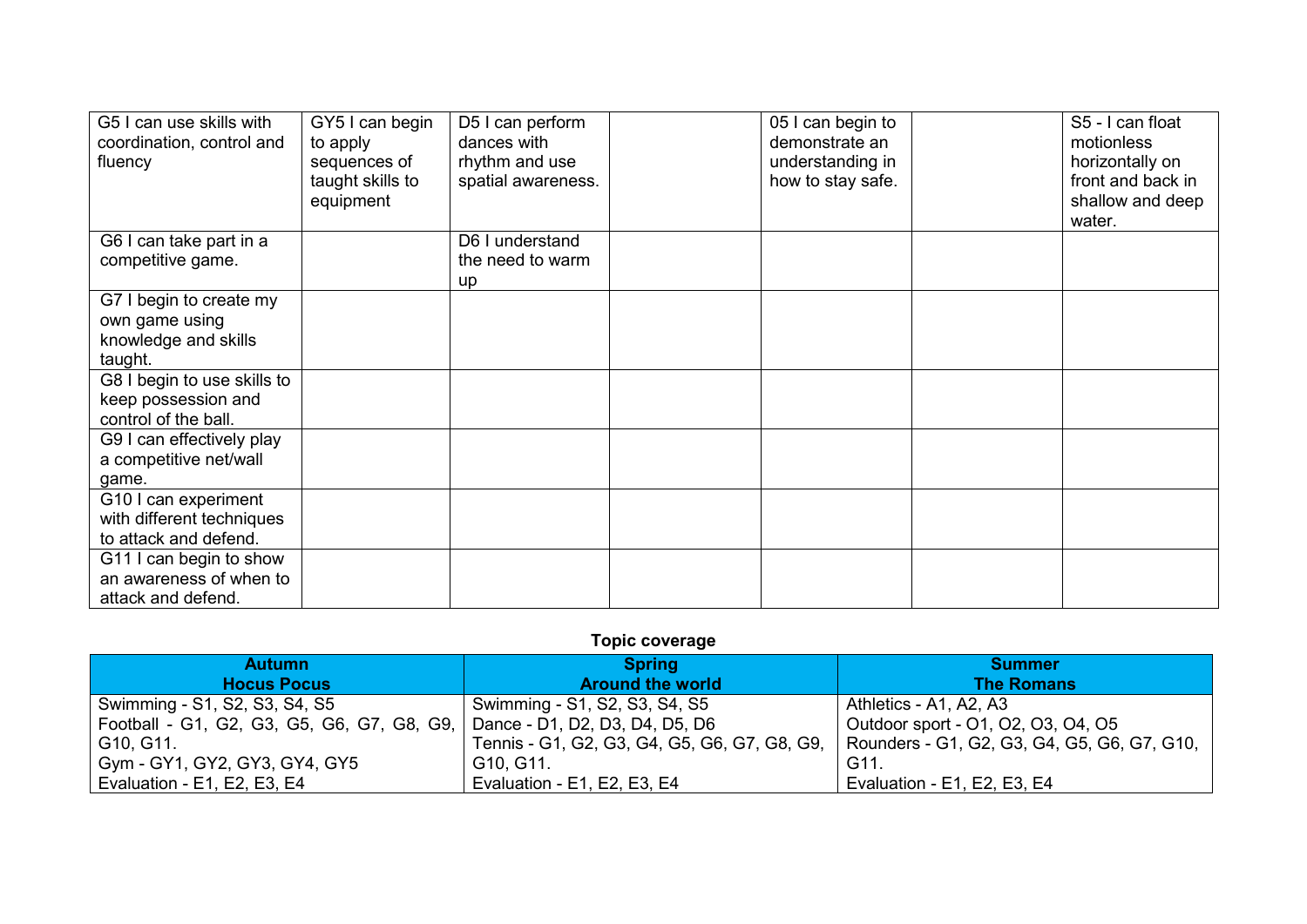| G5 I can use skills with coordination, control and fluency | GY5 I can begin to apply sequences of taught skills to equipment | D5 I can perform dances with rhythm and use spatial awareness. | | 05 I can begin to demonstrate an understanding in how to stay safe. | | S5 - I can float motionless horizontally on front and back in shallow and deep water. |
|---|---|---|---|---|---|---|
| G6 I can take part in a competitive game. | | D6 I understand the need to warm up | | | | |
| G7 I begin to create my own game using knowledge and skills taught. | | | | | | |
| G8 I begin to use skills to keep possession and control of the ball. | | | | | | |
| G9 I can effectively play a competitive net/wall game. | | | | | | |
| G10 I can experiment with different techniques to attack and defend. | | | | | | |
| G11 I can begin to show an awareness of when to attack and defend. | | | | | | |

**Topic coverage**

| Autumn<br>Hocus Pocus | Spring<br>Around the world | Summer<br>The Romans |
|---|---|---|
| Swimming - S1, S2, S3, S4, S5<br>Football - G1, G2, G3, G5, G6, G7, G8, G9, G10, G11.<br>Gym - GY1, GY2, GY3, GY4, GY5<br>Evaluation - E1, E2, E3, E4 | Swimming - S1, S2, S3, S4, S5<br>Dance - D1, D2, D3, D4, D5, D6<br>Tennis - G1, G2, G3, G4, G5, G6, G7, G8, G9, G10, G11.<br>Evaluation - E1, E2, E3, E4 | Athletics - A1, A2, A3<br>Outdoor sport - O1, O2, O3, O4, O5<br>Rounders - G1, G2, G3, G4, G5, G6, G7, G10, G11.<br>Evaluation - E1, E2, E3, E4 |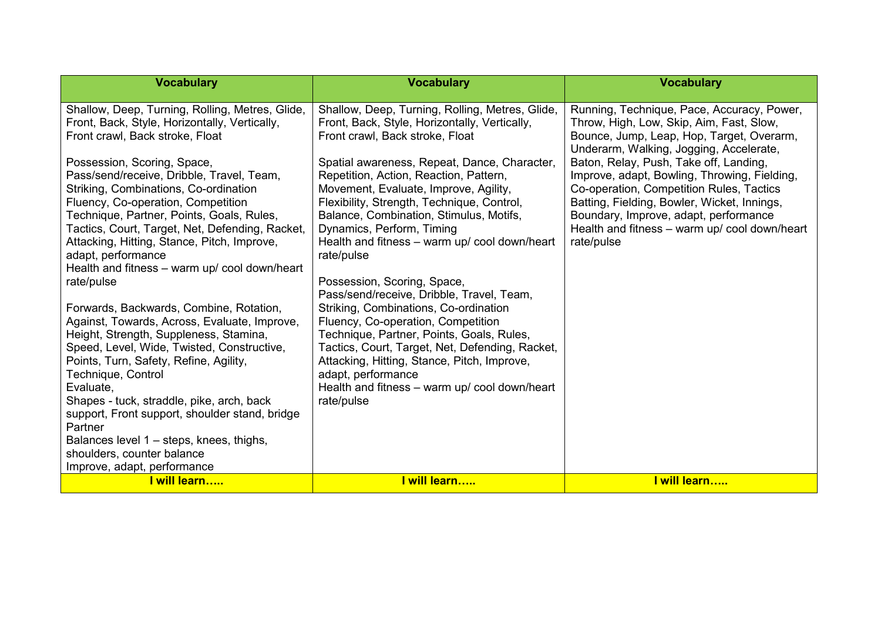| Vocabulary | Vocabulary | Vocabulary |
|---|---|---|
| Shallow, Deep, Turning, Rolling, Metres, Glide, Front, Back, Style, Horizontally, Vertically, Front crawl, Back stroke, Float<br><br>Possession, Scoring, Space, Pass/send/receive, Dribble, Travel, Team, Striking, Combinations, Co-ordination Fluency, Co-operation, Competition Technique, Partner, Points, Goals, Rules, Tactics, Court, Target, Net, Defending, Racket, Attacking, Hitting, Stance, Pitch, Improve, adapt, performance<br>Health and fitness – warm up/ cool down/heart rate/pulse<br><br>Forwards, Backwards, Combine, Rotation, Against, Towards, Across, Evaluate, Improve, Height, Strength, Suppleness, Stamina, Speed, Level, Wide, Twisted, Constructive, Points, Turn, Safety, Refine, Agility, Technique, Control<br>Evaluate,<br>Shapes - tuck, straddle, pike, arch, back support, Front support, shoulder stand, bridge<br>Partner<br>Balances level 1 – steps, knees, thighs, shoulders, counter balance<br>Improve, adapt, performance | Shallow, Deep, Turning, Rolling, Metres, Glide, Front, Back, Style, Horizontally, Vertically, Front crawl, Back stroke, Float<br><br>Spatial awareness, Repeat, Dance, Character, Repetition, Action, Reaction, Pattern, Movement, Evaluate, Improve, Agility, Flexibility, Strength, Technique, Control, Balance, Combination, Stimulus, Motifs, Dynamics, Perform, Timing<br>Health and fitness – warm up/ cool down/heart rate/pulse<br><br>Possession, Scoring, Space, Pass/send/receive, Dribble, Travel, Team, Striking, Combinations, Co-ordination Fluency, Co-operation, Competition Technique, Partner, Points, Goals, Rules, Tactics, Court, Target, Net, Defending, Racket, Attacking, Hitting, Stance, Pitch, Improve, adapt, performance<br>Health and fitness – warm up/ cool down/heart rate/pulse | Running, Technique, Pace, Accuracy, Power, Throw, High, Low, Skip, Aim, Fast, Slow, Bounce, Jump, Leap, Hop, Target, Overarm, Underarm, Walking, Jogging, Accelerate, Baton, Relay, Push, Take off, Landing, Improve, adapt, Bowling, Throwing, Fielding, Co-operation, Competition Rules, Tactics Batting, Fielding, Bowler, Wicket, Innings, Boundary, Improve, adapt, performance<br>Health and fitness – warm up/ cool down/heart rate/pulse |
| **I will learn…..** | **I will learn…..** | **I will learn…..** |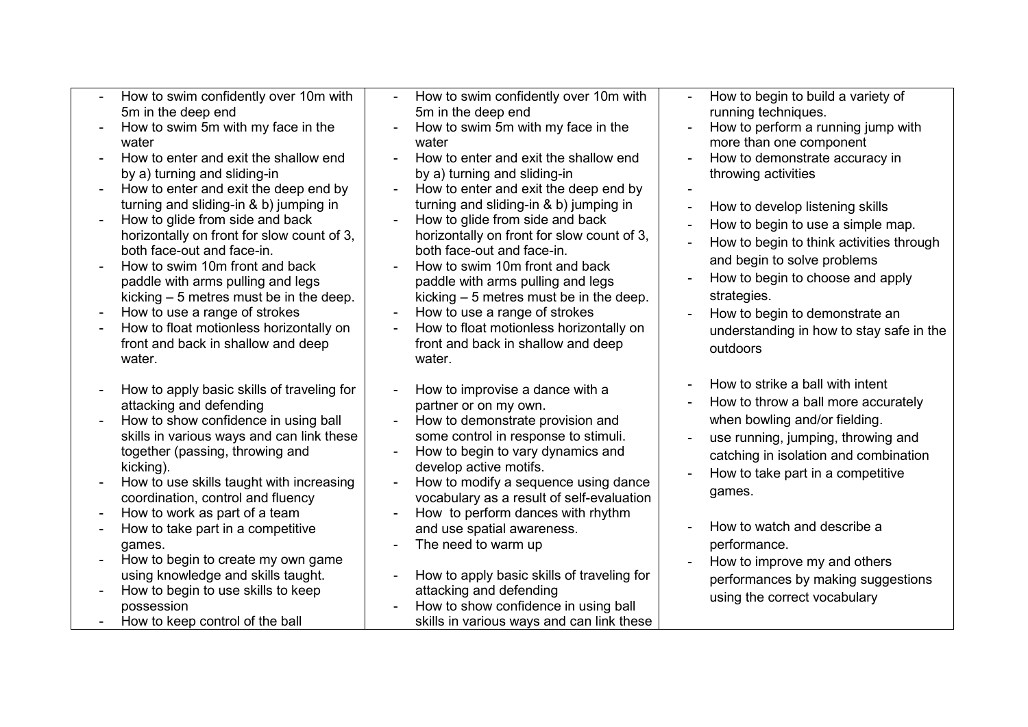| | | |
|---|---|---|
| - How to swim confidently over 10m with 5m in the deep end<br>- How to swim 5m with my face in the water<br>- How to enter and exit the shallow end by a) turning and sliding-in<br>- How to enter and exit the deep end by turning and sliding-in & b) jumping in<br>- How to glide from side and back horizontally on front for slow count of 3, both face-out and face-in.<br>- How to swim 10m front and back paddle with arms pulling and legs kicking – 5 metres must be in the deep.<br>- How to use a range of strokes<br>- How to float motionless horizontally on front and back in shallow and deep water.<br><br>- How to apply basic skills of traveling for attacking and defending<br>- How to show confidence in using ball skills in various ways and can link these together (passing, throwing and kicking).<br>- How to use skills taught with increasing coordination, control and fluency<br>- How to work as part of a team<br>- How to take part in a competitive games.<br>- How to begin to create my own game using knowledge and skills taught.<br>- How to begin to use skills to keep possession<br>- How to keep control of the ball | - How to swim confidently over 10m with 5m in the deep end<br>- How to swim 5m with my face in the water<br>- How to enter and exit the shallow end by a) turning and sliding-in<br>- How to enter and exit the deep end by turning and sliding-in & b) jumping in<br>- How to glide from side and back horizontally on front for slow count of 3, both face-out and face-in.<br>- How to swim 10m front and back paddle with arms pulling and legs kicking – 5 metres must be in the deep.<br>- How to use a range of strokes<br>- How to float motionless horizontally on front and back in shallow and deep water.<br><br>- How to improvise a dance with a partner or on my own.<br>- How to demonstrate provision and some control in response to stimuli.<br>- How to begin to vary dynamics and develop active motifs.<br>- How to modify a sequence using dance vocabulary as a result of self-evaluation<br>- How to perform dances with rhythm and use spatial awareness.<br>- The need to warm up<br><br>- How to apply basic skills of traveling for attacking and defending<br>- How to show confidence in using ball skills in various ways and can link these | - How to begin to build a variety of running techniques.<br>- How to perform a running jump with more than one component<br>- How to demonstrate accuracy in throwing activities<br>-<br>- How to develop listening skills<br>- How to begin to use a simple map.<br>- How to begin to think activities through and begin to solve problems<br>- How to begin to choose and apply strategies.<br>- How to begin to demonstrate an understanding in how to stay safe in the outdoors<br><br>- How to strike a ball with intent<br>- How to throw a ball more accurately when bowling and/or fielding.<br>- use running, jumping, throwing and catching in isolation and combination<br>- How to take part in a competitive games.<br><br>- How to watch and describe a performance.<br>- How to improve my and others performances by making suggestions using the correct vocabulary |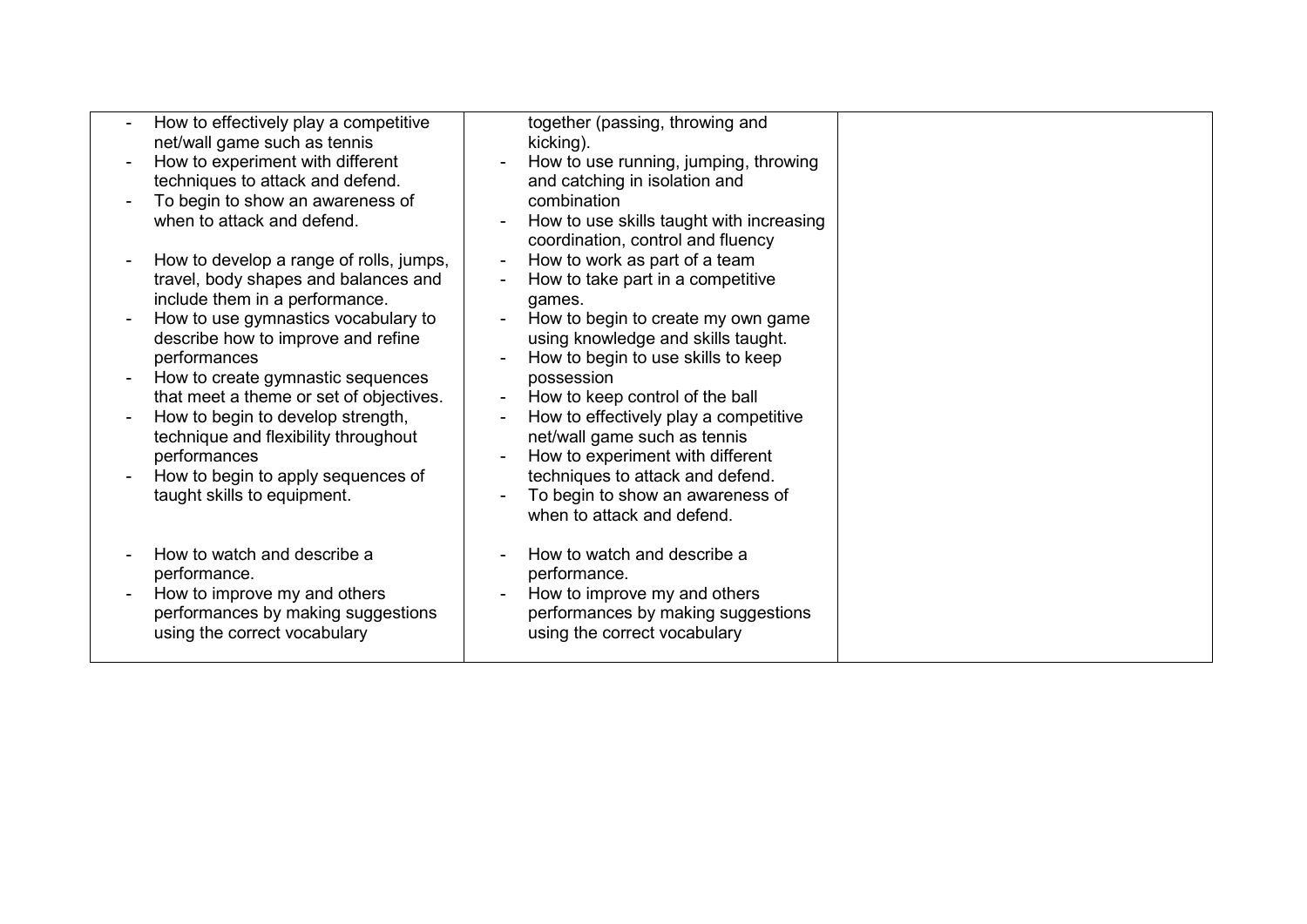| | | |
|---|---|---|
| - How to effectively play a competitive net/wall game such as tennis<br>- How to experiment with different techniques to attack and defend.<br>- To begin to show an awareness of when to attack and defend.<br><br>- How to develop a range of rolls, jumps, travel, body shapes and balances and include them in a performance.<br>- How to use gymnastics vocabulary to describe how to improve and refine performances<br>- How to create gymnastic sequences that meet a theme or set of objectives.<br>- How to begin to develop strength, technique and flexibility throughout performances<br>- How to begin to apply sequences of taught skills to equipment.<br><br>- How to watch and describe a performance.<br>- How to improve my and others performances by making suggestions using the correct vocabulary | together (passing, throwing and kicking).<br>- How to use running, jumping, throwing and catching in isolation and combination<br>- How to use skills taught with increasing coordination, control and fluency<br>- How to work as part of a team<br>- How to take part in a competitive games.<br>- How to begin to create my own game using knowledge and skills taught.<br>- How to begin to use skills to keep possession<br>- How to keep control of the ball<br>- How to effectively play a competitive net/wall game such as tennis<br>- How to experiment with different techniques to attack and defend.<br>- To begin to show an awareness of when to attack and defend.<br><br>- How to watch and describe a performance.<br>- How to improve my and others performances by making suggestions using the correct vocabulary | |